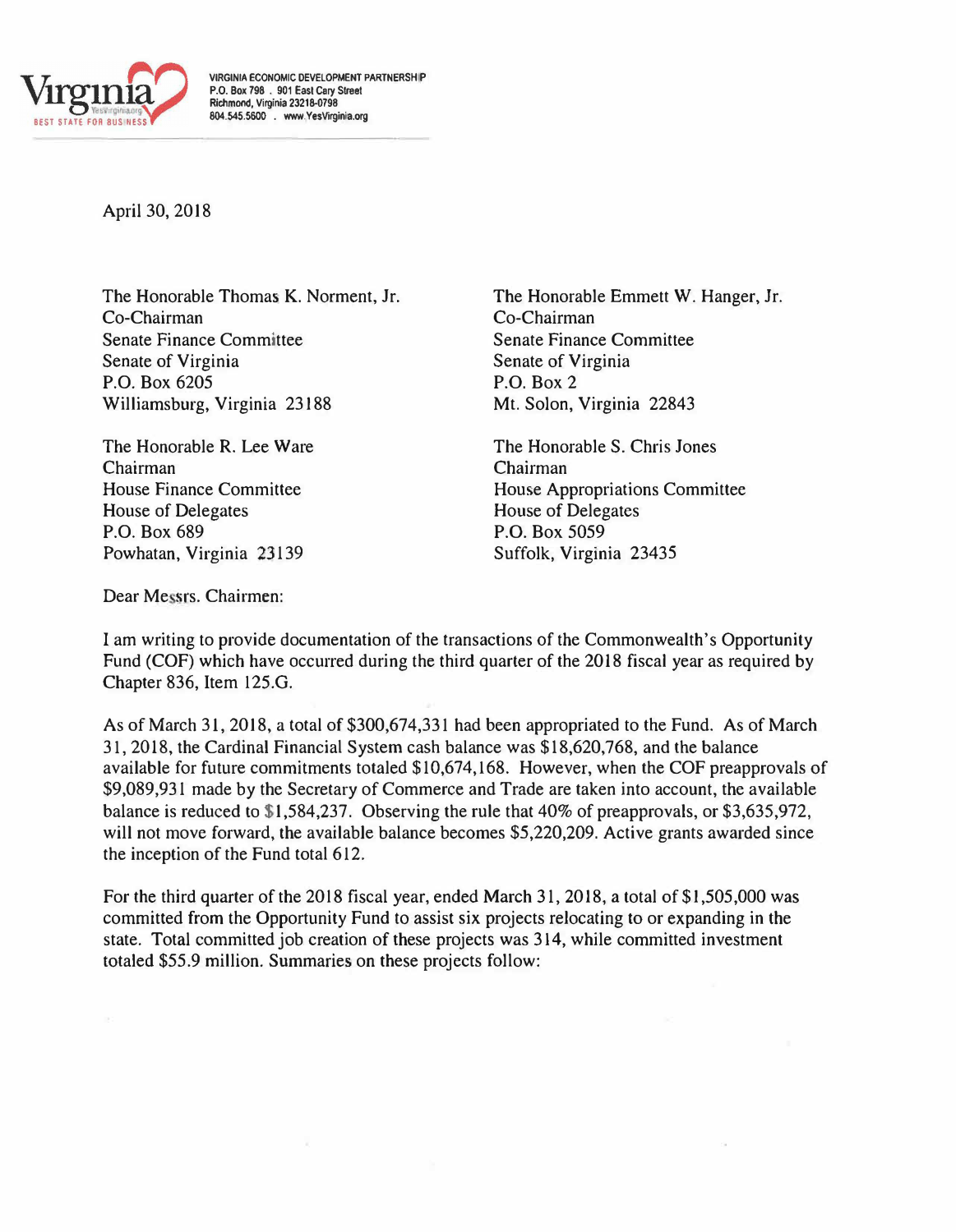VIRGINIA ECONOMIC DEVELOPMENT PARTNERSHIP
P.O. Box 798 . 901 East Cary Street
Richmond, Virginia 23218-0798
804.545.5600 . www.YesVirginia.org

April 30, 2018

The Honorable Thomas K. Norment, Jr.
Co-Chairman
Senate Finance Committee
Senate of Virginia
P.O. Box 6205
Williamsburg, Virginia 23188

The Honorable Emmett W. Hanger, Jr.
Co-Chairman
Senate Finance Committee
Senate of Virginia
P.O. Box 2
Mt. Solon, Virginia 22843

The Honorable R. Lee Ware
Chairman
House Finance Committee
House of Delegates
P.O. Box 689
Powhatan, Virginia 23139

The Honorable S. Chris Jones
Chairman
House Appropriations Committee
House of Delegates
P.O. Box 5059
Suffolk, Virginia 23435

Dear Messrs. Chairmen:

I am writing to provide documentation of the transactions of the Commonwealth's Opportunity Fund (COF) which have occurred during the third quarter of the 2018 fiscal year as required by Chapter 836, Item 125.G.

As of March 31, 2018, a total of $300,674,331 had been appropriated to the Fund. As of March 31, 2018, the Cardinal Financial System cash balance was $18,620,768, and the balance available for future commitments totaled $10,674,168. However, when the COF preapprovals of $9,089,931 made by the Secretary of Commerce and Trade are taken into account, the available balance is reduced to $1,584,237. Observing the rule that 40% of preapprovals, or $3,635,972, will not move forward, the available balance becomes $5,220,209. Active grants awarded since the inception of the Fund total 612.

For the third quarter of the 2018 fiscal year, ended March 31, 2018, a total of $1,505,000 was committed from the Opportunity Fund to assist six projects relocating to or expanding in the state. Total committed job creation of these projects was 314, while committed investment totaled $55.9 million. Summaries on these projects follow: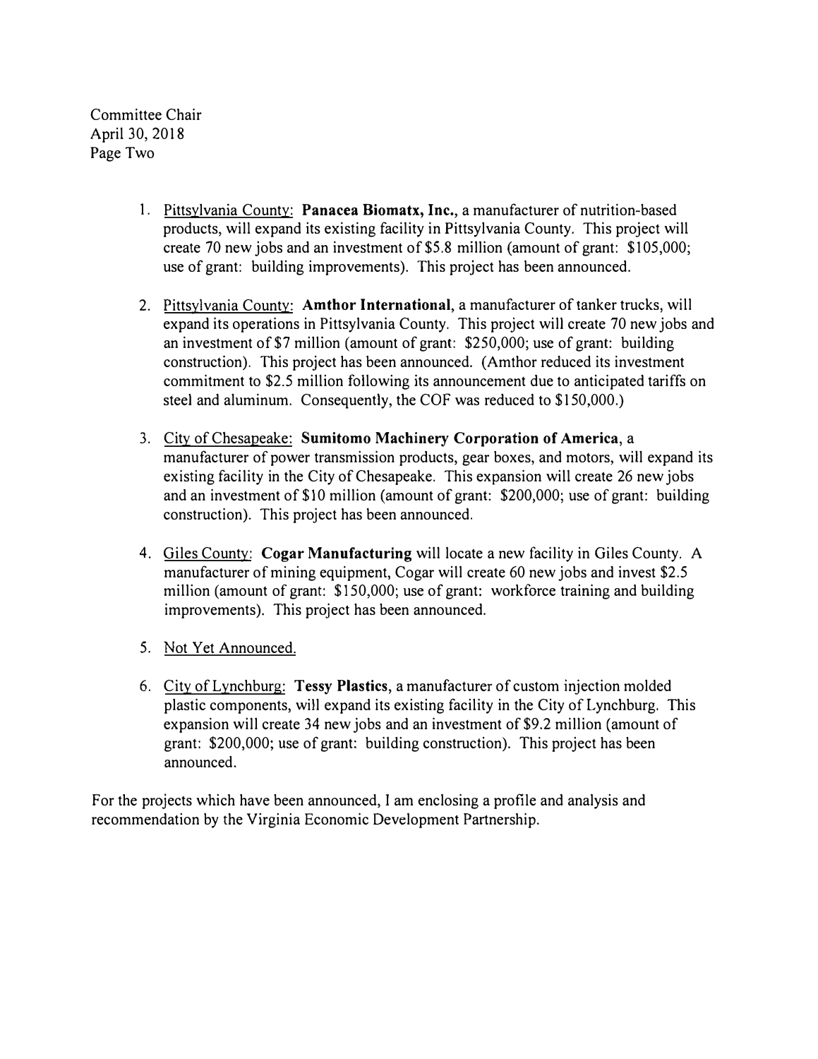Committee Chair
April 30, 2018
Page Two

1. Pittsylvania County: **Panacea Biomatx, Inc.**, a manufacturer of nutrition-based products, will expand its existing facility in Pittsylvania County. This project will create 70 new jobs and an investment of $5.8 million (amount of grant: $105,000; use of grant: building improvements). This project has been announced.

2. Pittsylvania County: **Amthor International**, a manufacturer of tanker trucks, will expand its operations in Pittsylvania County. This project will create 70 new jobs and an investment of $7 million (amount of grant: $250,000; use of grant: building construction). This project has been announced. (Amthor reduced its investment commitment to $2.5 million following its announcement due to anticipated tariffs on steel and aluminum. Consequently, the COF was reduced to $150,000.)

3. City of Chesapeake: **Sumitomo Machinery Corporation of America**, a manufacturer of power transmission products, gear boxes, and motors, will expand its existing facility in the City of Chesapeake. This expansion will create 26 new jobs and an investment of $10 million (amount of grant: $200,000; use of grant: building construction). This project has been announced.

4. Giles County: **Cogar Manufacturing** will locate a new facility in Giles County. A manufacturer of mining equipment, Cogar will create 60 new jobs and invest $2.5 million (amount of grant: $150,000; use of grant: workforce training and building improvements). This project has been announced.

5. Not Yet Announced.

6. City of Lynchburg: **Tessy Plastics**, a manufacturer of custom injection molded plastic components, will expand its existing facility in the City of Lynchburg. This expansion will create 34 new jobs and an investment of $9.2 million (amount of grant: $200,000; use of grant: building construction). This project has been announced.

For the projects which have been announced, I am enclosing a profile and analysis and recommendation by the Virginia Economic Development Partnership.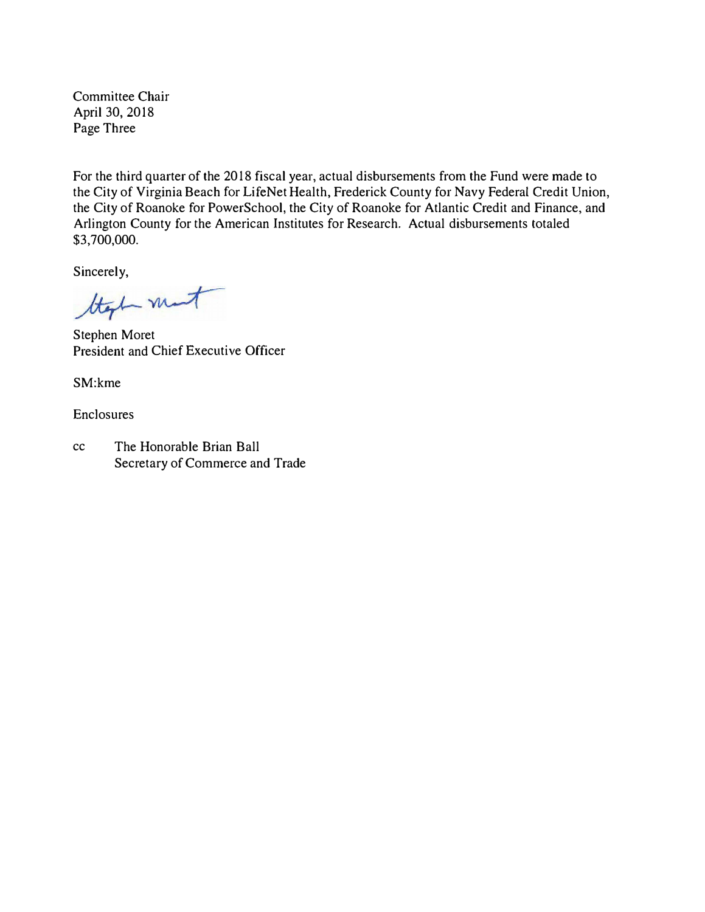Committee Chair
April 30, 2018
Page Three

For the third quarter of the 2018 fiscal year, actual disbursements from the Fund were made to the City of Virginia Beach for LifeNet Health, Frederick County for Navy Federal Credit Union, the City of Roanoke for PowerSchool, the City of Roanoke for Atlantic Credit and Finance, and Arlington County for the American Institutes for Research. Actual disbursements totaled $3,700,000.

Sincerely,

Stephen Moret
President and Chief Executive Officer

SM:kme

Enclosures

cc The Honorable Brian Ball
Secretary of Commerce and Trade